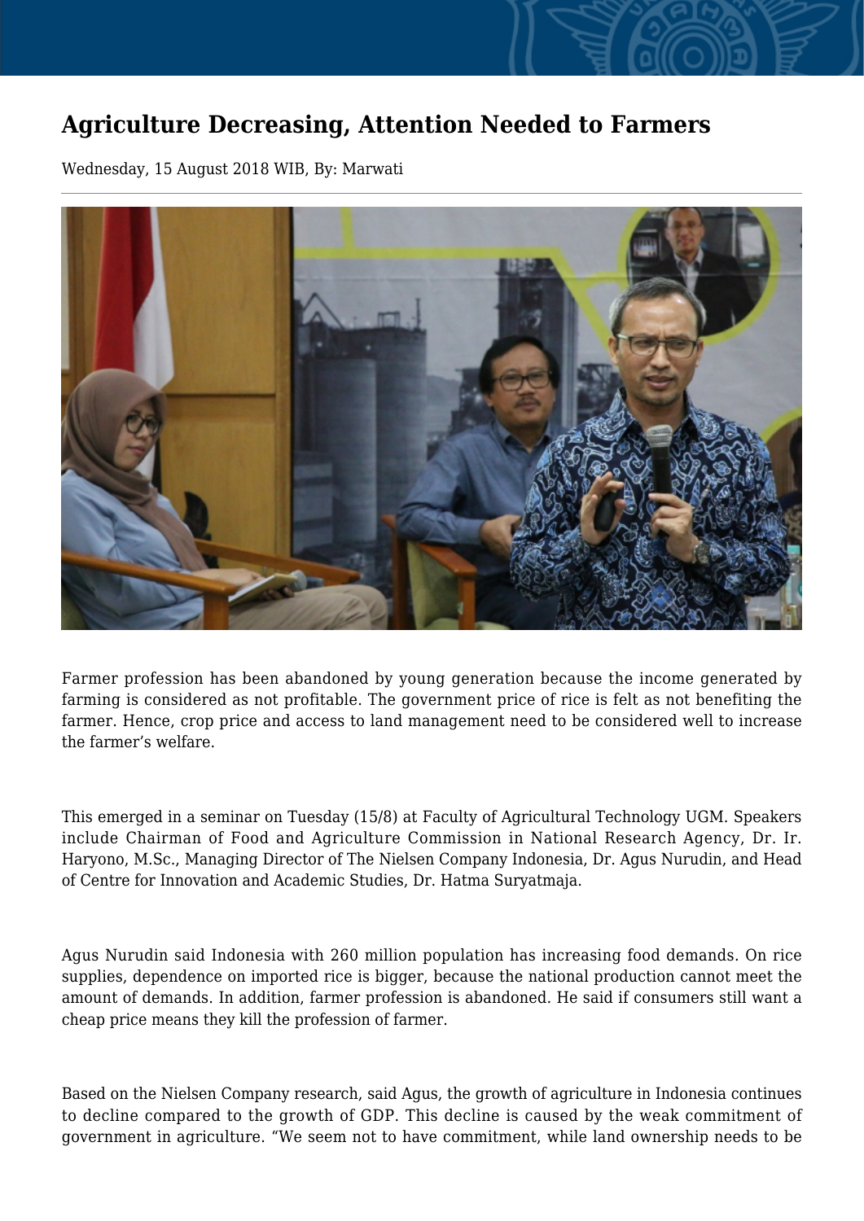# Agriculture Decreasing, Attention Needed to Farmers

Wednesday, 15 August 2018 WIB, By: Marwati

Farmer profession has been abandoned by young generation because the income generated by farming is considered as not profitable. The government price of rice is felt as not benefiting the farmer. Hence, crop price and access to land management need to be considered well to increase the farmer's welfare.

This emerged in a seminar on Tuesday (15/8) at Faculty of Agricultural Technology UGM. Speakers include Chairman of Food and Agriculture Commission in National Research Agency, Dr. Ir. Haryono, M.Sc., Managing Director of The Nielsen Company Indonesia, Dr. Agus Nurudin, and Head of Centre for Innovation and Academic Studies, Dr. Hatma Suryatmaja.

Agus Nurudin said Indonesia with 260 million population has increasing food demands. On rice supplies, dependence on imported rice is bigger, because the national production cannot meet the amount of demands. In addition, farmer profession is abandoned. He said if consumers still want a cheap price means they kill the profession of farmer.

Based on the Nielsen Company research, said Agus, the growth of agriculture in Indonesia continues to decline compared to the growth of GDP. This decline is caused by the weak commitment of government in agriculture. "We seem not to have commitment, while land ownership needs to be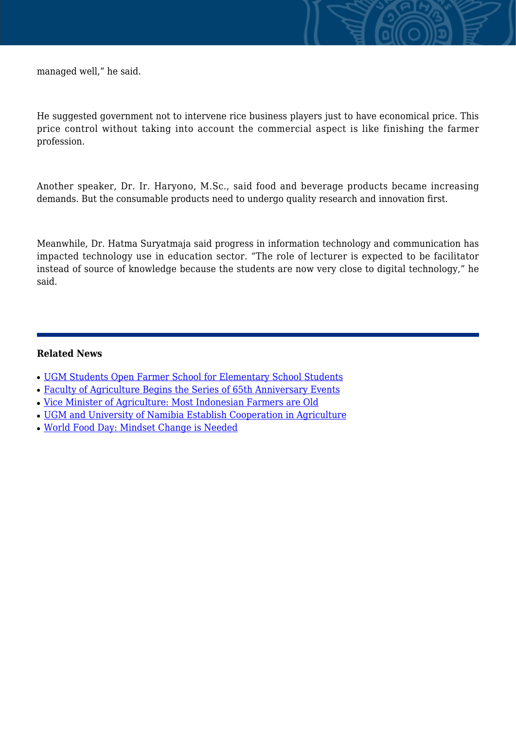managed well," he said.

He suggested government not to intervene rice business players just to have economical price. This price control without taking into account the commercial aspect is like finishing the farmer profession.

Another speaker, Dr. Ir. Haryono, M.Sc., said food and beverage products became increasing demands. But the consumable products need to undergo quality research and innovation first.

Meanwhile, Dr. Hatma Suryatmaja said progress in information technology and communication has impacted technology use in education sector. "The role of lecturer is expected to be facilitator instead of source of knowledge because the students are now very close to digital technology," he said.

---

### Related News

- UGM Students Open Farmer School for Elementary School Students
- Faculty of Agriculture Begins the Series of 65th Anniversary Events
- Vice Minister of Agriculture: Most Indonesian Farmers are Old
- UGM and University of Namibia Establish Cooperation in Agriculture
- World Food Day: Mindset Change is Needed